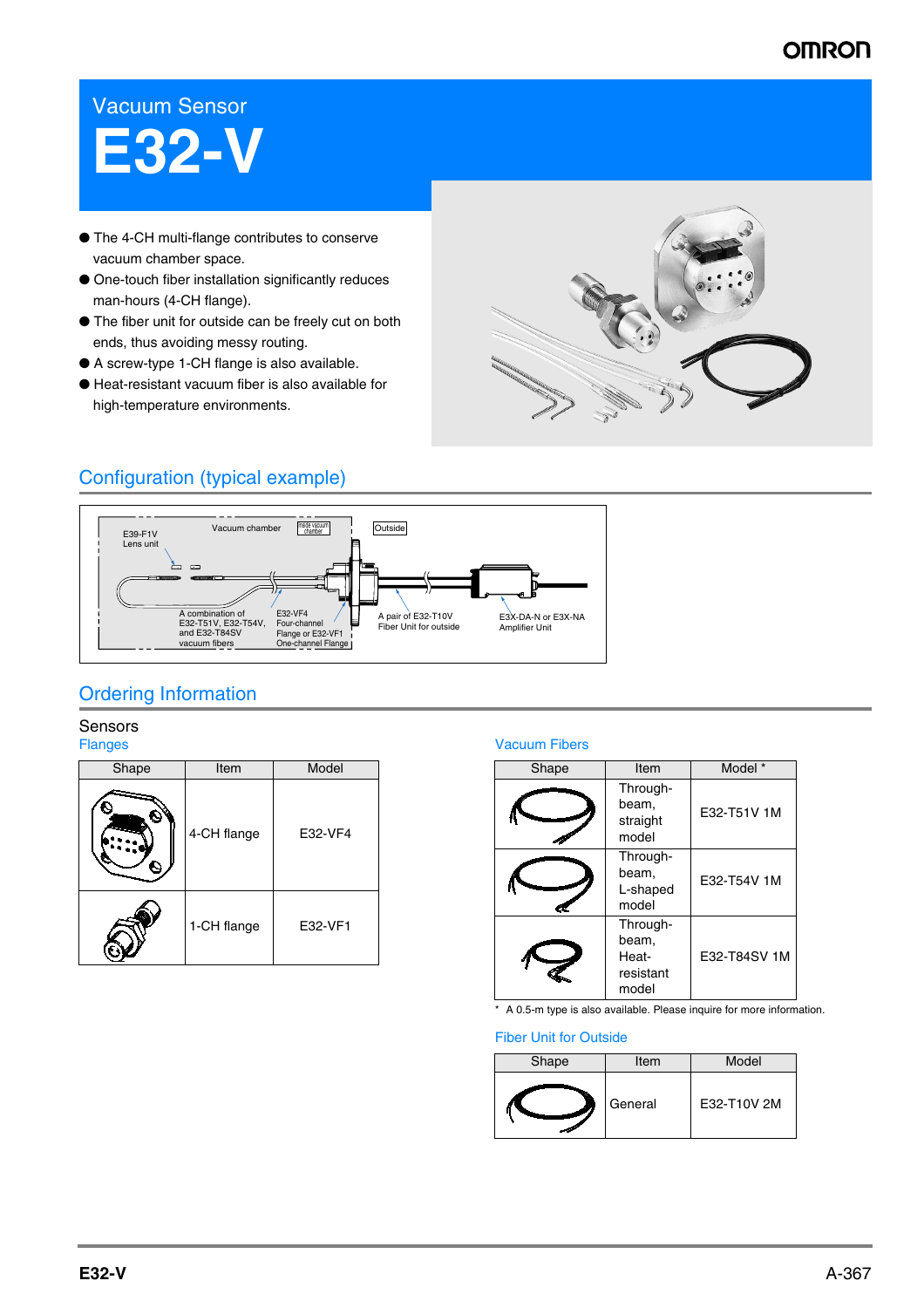Vacuum Sensor

# E32-V

- The 4-CH multi-flange contributes to conserve vacuum chamber space.
- One-touch fiber installation significantly reduces man-hours (4-CH flange).
- The fiber unit for outside can be freely cut on both ends, thus avoiding messy routing.
- A screw-type 1-CH flange is also available.
- Heat-resistant vacuum fiber is also available for high-temperature environments.

## Configuration (typical example)

E39-F1V Lens unit

Vacuum chamber

Inside vacuum chamber

Outside

A combination of E32-T51V, E32-T54V, and E32-T84SV vacuum fibers

E32-VF4 Four-channel Flange or E32-VF1 One-channel Flange

A pair of E32-T10V Fiber Unit for outside

E3X-DA-N or E3X-NA Amplifier Unit

## Ordering Information

### Sensors

#### Flanges

| Shape | Item | Model |
|---|---|---|
| | 4-CH flange | E32-VF4 |
| | 1-CH flange | E32-VF1 |

#### Vacuum Fibers

| Shape | Item | Model * |
|---|---|---|
| | Through-beam, straight model | E32-T51V 1M |
| | Through-beam, L-shaped model | E32-T54V 1M |
| | Through-beam, Heat-resistant model | E32-T84SV 1M |

\* A 0.5-m type is also available. Please inquire for more information.

#### Fiber Unit for Outside

| Shape | Item | Model |
|---|---|---|
| | General | E32-T10V 2M |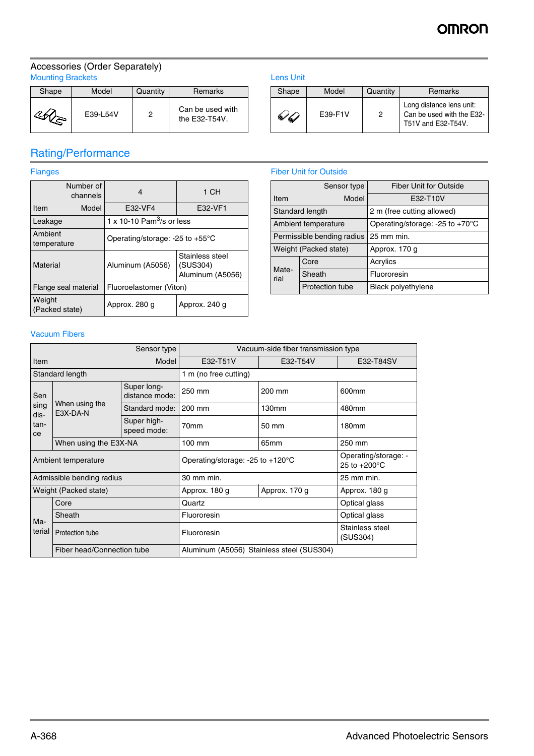## Accessories (Order Separately)

### Mounting Brackets

| Shape | Model | Quantity | Remarks |
|---|---|---|---|
| | E39-L54V | 2 | Can be used with the E32-T54V. |

### Lens Unit

| Shape | Model | Quantity | Remarks |
|---|---|---|---|
| | E39-F1V | 2 | Long distance lens unit: Can be used with the E32-T51V and E32-T54V. |

## Rating/Performance

### Flanges

| Item \ Number of channels / Model | 4 | 1 CH |
|---|---|---|
| | E32-VF4 | E32-VF1 |
| Leakage | 1 x 10-10 Pam$^{3}$/s or less | |
| Ambient temperature | Operating/storage: -25 to +55°C | |
| Material | Aluminum (A5056) | Stainless steel (SUS304) Aluminum (A5056) |
| Flange seal material | Fluoroelastomer (Viton) | |
| Weight (Packed state) | Approx. 280 g | Approx. 240 g |

### Fiber Unit for Outside

| Item \ Sensor type / Model | | Fiber Unit for Outside |
|---|---|---|
| | | E32-T10V |
| Standard length | | 2 m (free cutting allowed) |
| Ambient temperature | | Operating/storage: -25 to +70°C |
| Permissible bending radius | | 25 mm min. |
| Weight (Packed state) | | Approx. 170 g |
| Material | Core | Acrylics |
| | Sheath | Fluororesin |
| | Protection tube | Black polyethylene |

### Vacuum Fibers

| Item \ Sensor type / Model | | | Vacuum-side fiber transmission type | | |
|---|---|---|---|---|---|
| | | | E32-T51V | E32-T54V | E32-T84SV |
| Standard length | | | 1 m (no free cutting) | | |
| Sensing distance | When using the E3X-DA-N | Super long-distance mode: | 250 mm | 200 mm | 600mm |
| | | Standard mode: | 200 mm | 130mm | 480mm |
| | | Super high-speed mode: | 70mm | 50 mm | 180mm |
| | When using the E3X-NA | | 100 mm | 65mm | 250 mm |
| Ambient temperature | | | Operating/storage: -25 to +120°C | | Operating/storage: -25 to +200°C |
| Admissible bending radius | | | 30 mm min. | | 25 mm min. |
| Weight (Packed state) | | | Approx. 180 g | Approx. 170 g | Approx. 180 g |
| Material | Core | | Quartz | | Optical glass |
| | Sheath | | Fluororesin | | Optical glass |
| | Protection tube | | Fluororesin | | Stainless steel (SUS304) |
| | Fiber head/Connection tube | | Aluminum (A5056) Stainless steel (SUS304) | | |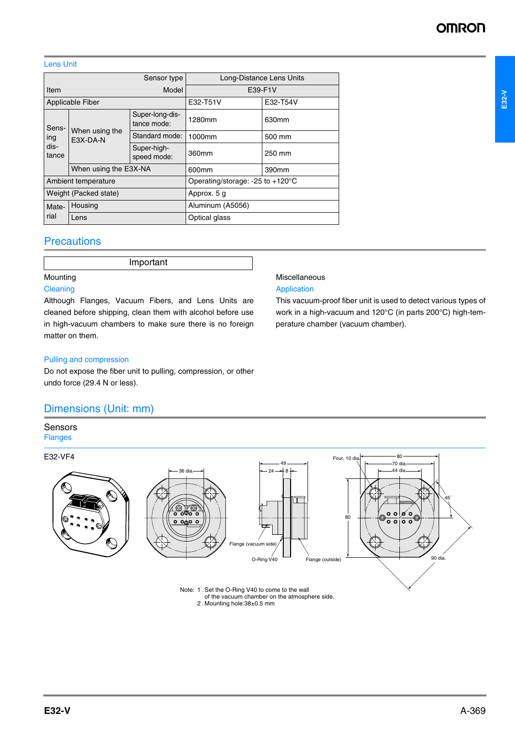Lens Unit

| Item | | Sensor type / Model | Long-Distance Lens Units | |
|---|---|---|---|---|
| | | | E39-F1V | |
| Applicable Fiber | | | E32-T51V | E32-T54V |
| Sensing distance | When using the E3X-DA-N | Super-long-distance mode: | 1280mm | 630mm |
| | | Standard mode: | 1000mm | 500 mm |
| | | Super-high-speed mode: | 360mm | 250 mm |
| | When using the E3X-NA | | 600mm | 390mm |
| Ambient temperature | | | Operating/storage: -25 to +120°C | |
| Weight (Packed state) | | | Approx. 5 g | |
| Material | Housing | | Aluminum (A5056) | |
| | Lens | | Optical glass | |

## Precautions

**Important**

Mounting

### Cleaning

Although Flanges, Vacuum Fibers, and Lens Units are cleaned before shipping, clean them with alcohol before use in high-vacuum chambers to make sure there is no foreign matter on them.

### Pulling and compression

Do not expose the fiber unit to pulling, compression, or other undo force (29.4 N or less).

Miscellaneous

### Application

This vacuum-proof fiber unit is used to detect various types of work in a high-vacuum and 120°C (in parts 200°C) high-temperature chamber (vacuum chamber).

## Dimensions (Unit: mm)

### Sensors

Flanges

E32-VF4

36 dia. 49 24 8 Four, 10 dia. 80 70 dia. 44 dia. 80 45° 90 dia. Flange (vacuum side) O-Ring V40 Flange (outside)

Note: 1 . Set the O-Ring V40 to come to the wall of the vacuum chamber on the atmosphere side.
2 . Mounting hole:38±0.5 mm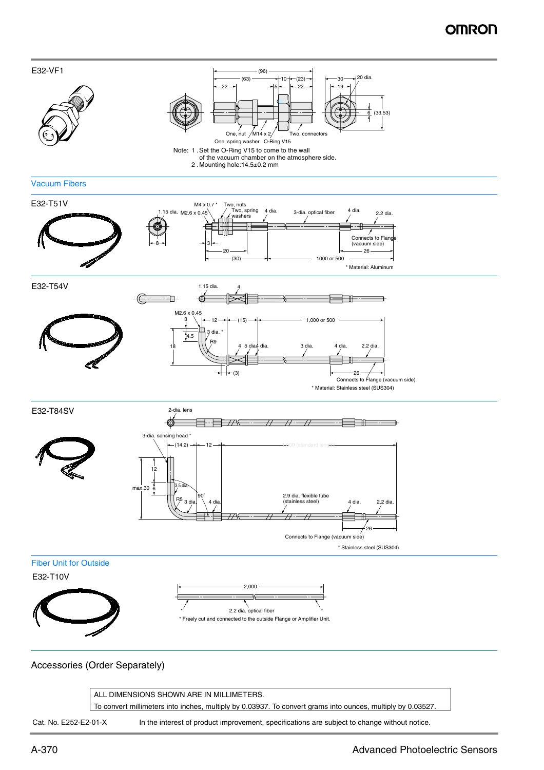## E32-VF1

(96)
(63)
10
(23)
22
5
22
30
19
20 dia.
6
(33.53)
One, nut
M14 x 2
Two, connectors
One, spring washer
O-Ring V15

Note: 1. Set the O-Ring V15 to come to the wall of the vacuum chamber on the atmosphere side.
2. Mounting hole:14.5±0.2 mm

## Vacuum Fibers

### E32-T51V

M4 x 0.7 *
Two, nuts
Two, spring washers
1.15 dia.
M2.6 x 0.45
4 dia.
3-dia. optical fiber
4 dia.
2.2 dia.
8
3
20
(30)
Connects to Flange (vacuum side)
26
1000 or 500
* Material: Aluminum

### E32-T54V

1.15 dia.
4
M2.6 x 0.45
3
12
(15)
1,000 or 500
4.5
3 dia. *
R9
18
4
5 dia.
4 dia.
3 dia.
4 dia.
2.2 dia.
(3)
26
Connects to Flange (vacuum side)
* Material: Stainless steel (SUS304)

### E32-T84SV

2-dia. lens
3-dia. sensing head *
(14.2)
12
12
max.30
6
3.5 dia.
90˚
R5
3 dia.
4 dia.
2.9 dia. flexible tube (stainless steel)
4 dia.
2.2 dia.
26
Connects to Flange (vacuum side)
* Stainless steel (SUS304)

## Fiber Unit for Outside

### E32-T10V

2,000
2.2 dia. optical fiber
* Freely cut and connected to the outside Flange or Amplifier Unit.

## Accessories (Order Separately)

ALL DIMENSIONS SHOWN ARE IN MILLIMETERS.
To convert millimeters into inches, multiply by 0.03937. To convert grams into ounces, multiply by 0.03527.

Cat. No. E252-E2-01-X

In the interest of product improvement, specifications are subject to change without notice.